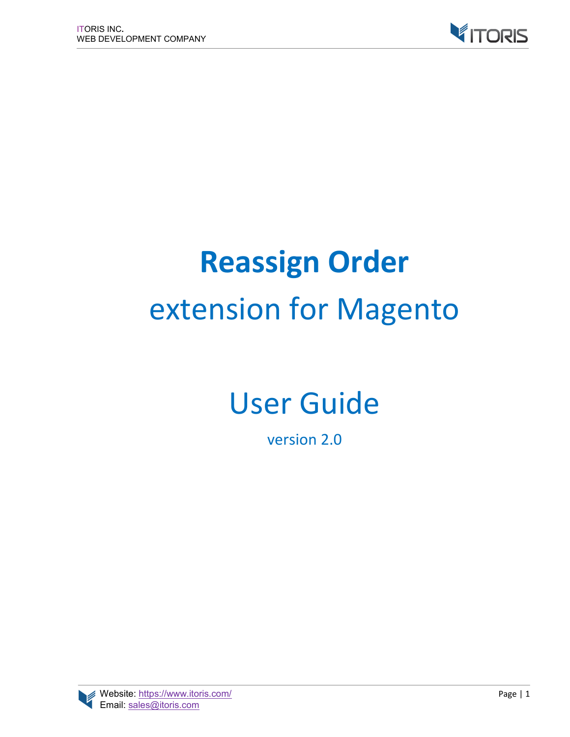# Reassign Order

## extension for Magento

# User Guide

version 2.0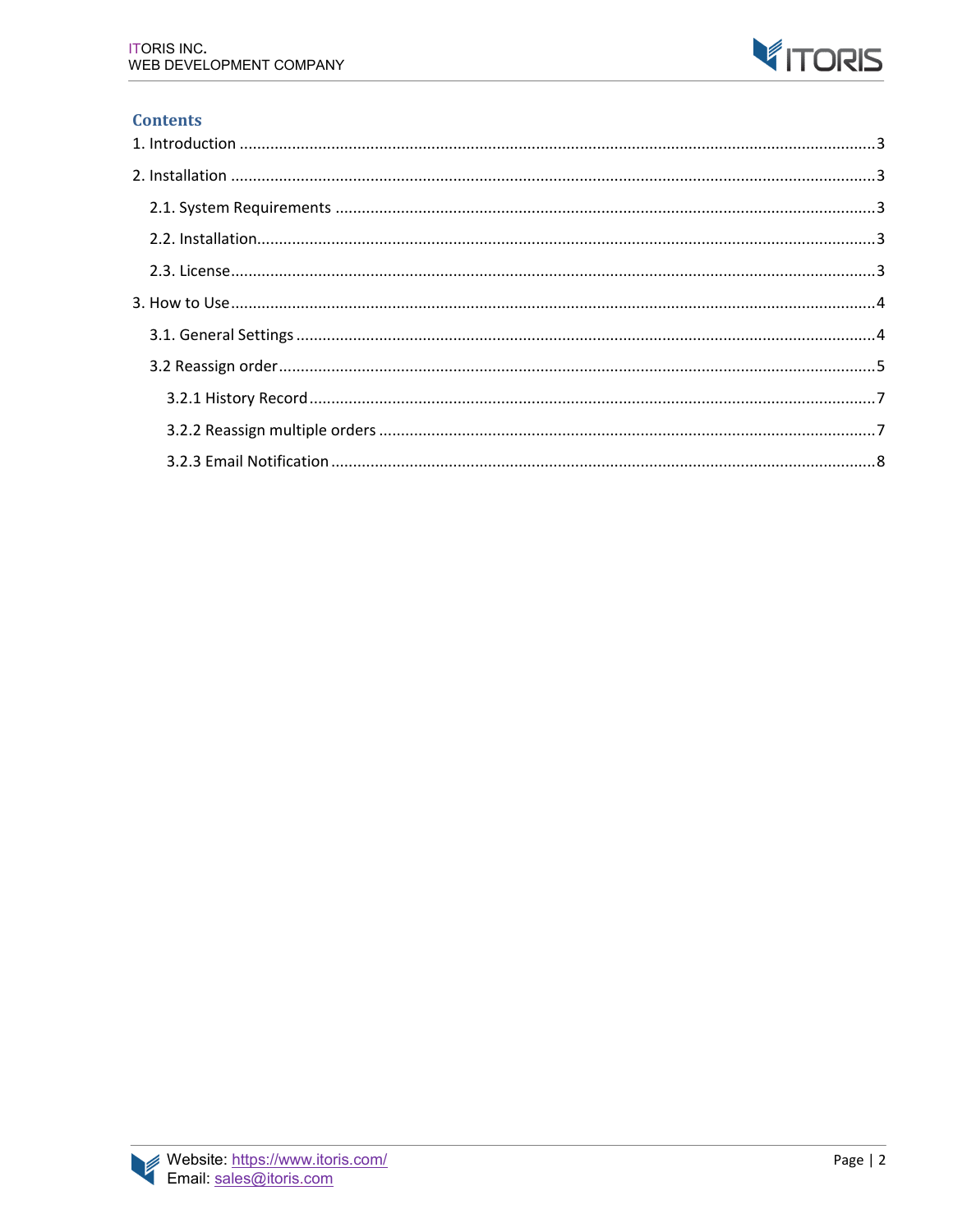## Contents

1. Introduction ..... 3
2. Installation ..... 3
   - 2.1. System Requirements ..... 3
   - 2.2. Installation ..... 3
   - 2.3. License ..... 3
3. How to Use ..... 4
   - 3.1. General Settings ..... 4
   - 3.2 Reassign order ..... 5
     - 3.2.1 History Record ..... 7
     - 3.2.2 Reassign multiple orders ..... 7
     - 3.2.3 Email Notification ..... 8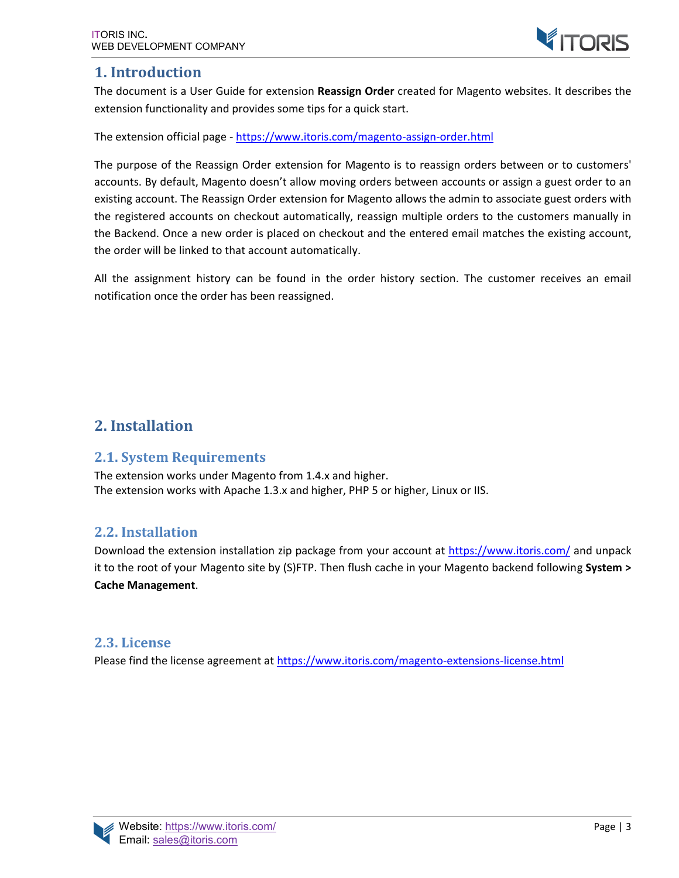# 1. Introduction

The document is a User Guide for extension **Reassign Order** created for Magento websites. It describes the extension functionality and provides some tips for a quick start.

The extension official page - https://www.itoris.com/magento-assign-order.html

The purpose of the Reassign Order extension for Magento is to reassign orders between or to customers' accounts. By default, Magento doesn't allow moving orders between accounts or assign a guest order to an existing account. The Reassign Order extension for Magento allows the admin to associate guest orders with the registered accounts on checkout automatically, reassign multiple orders to the customers manually in the Backend. Once a new order is placed on checkout and the entered email matches the existing account, the order will be linked to that account automatically.

All the assignment history can be found in the order history section. The customer receives an email notification once the order has been reassigned.

# 2. Installation

## 2.1. System Requirements

The extension works under Magento from 1.4.x and higher.
The extension works with Apache 1.3.x and higher, PHP 5 or higher, Linux or IIS.

## 2.2. Installation

Download the extension installation zip package from your account at https://www.itoris.com/ and unpack it to the root of your Magento site by (S)FTP. Then flush cache in your Magento backend following **System > Cache Management**.

## 2.3. License

Please find the license agreement at https://www.itoris.com/magento-extensions-license.html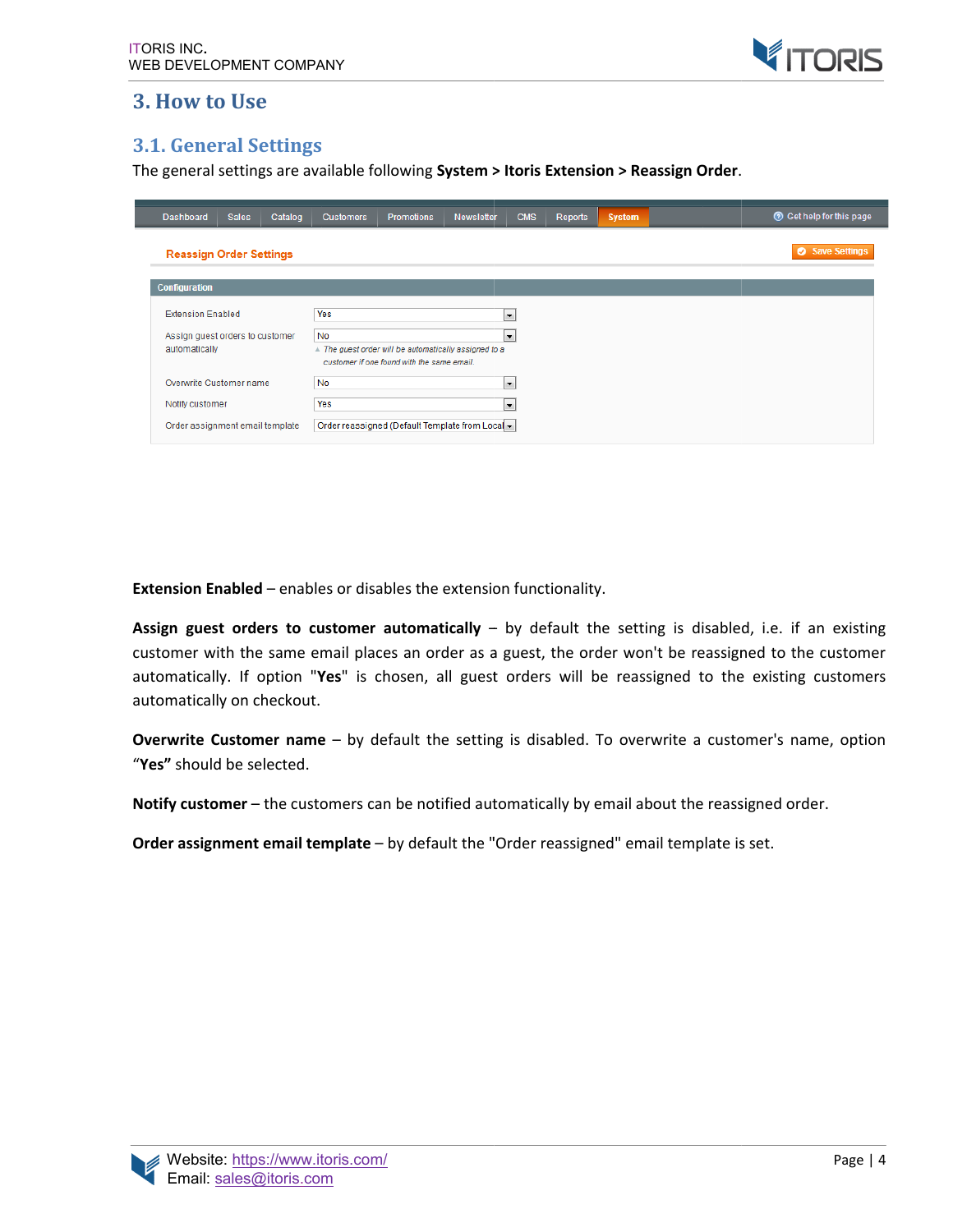# 3. How to Use

## 3.1. General Settings

The general settings are available following **System > Itoris Extension > Reassign Order**.

**Extension Enabled** – enables or disables the extension functionality.

**Assign guest orders to customer automatically** – by default the setting is disabled, i.e. if an existing customer with the same email places an order as a guest, the order won't be reassigned to the customer automatically. If option "**Yes**" is chosen, all guest orders will be reassigned to the existing customers automatically on checkout.

**Overwrite Customer name** – by default the setting is disabled. To overwrite a customer's name, option "**Yes"** should be selected.

**Notify customer** – the customers can be notified automatically by email about the reassigned order.

**Order assignment email template** – by default the "Order reassigned" email template is set.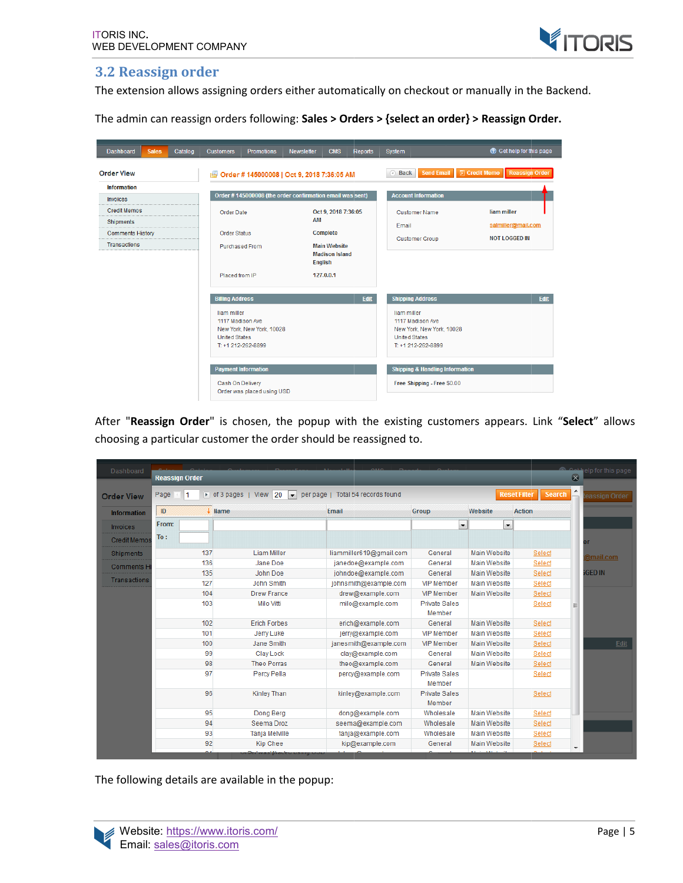## 3.2 Reassign order

The extension allows assigning orders either automatically on checkout or manually in the Backend.

The admin can reassign orders following: **Sales > Orders > {select an order} > Reassign Order.**

After "**Reassign Order**" is chosen, the popup with the existing customers appears. Link "**Select**" allows choosing a particular customer the order should be reassigned to.

The following details are available in the popup: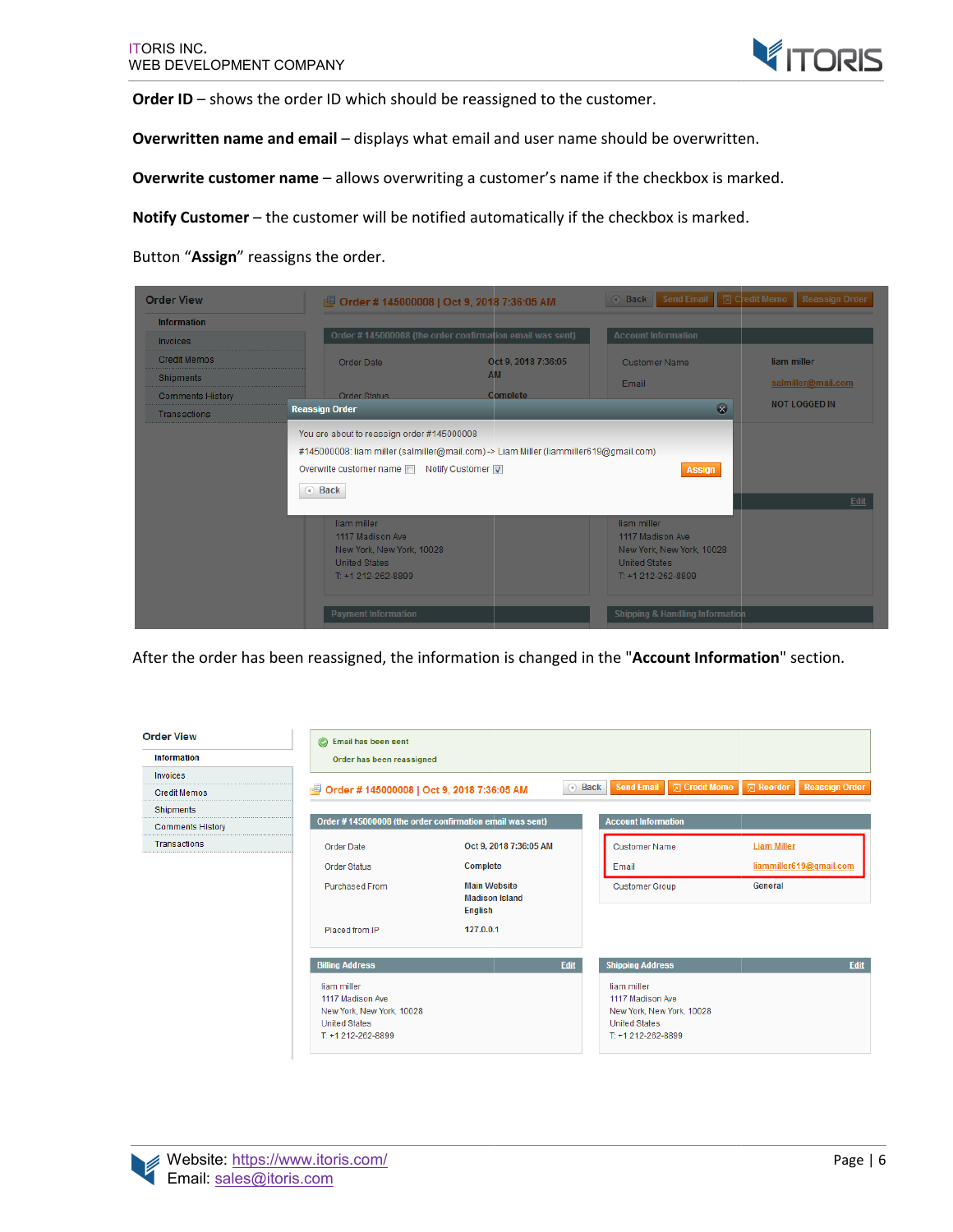**Order ID** – shows the order ID which should be reassigned to the customer.

**Overwritten name and email** – displays what email and user name should be overwritten.

**Overwrite customer name** – allows overwriting a customer's name if the checkbox is marked.

**Notify Customer** – the customer will be notified automatically if the checkbox is marked.

Button "**Assign**" reassigns the order.

After the order has been reassigned, the information is changed in the "**Account Information**" section.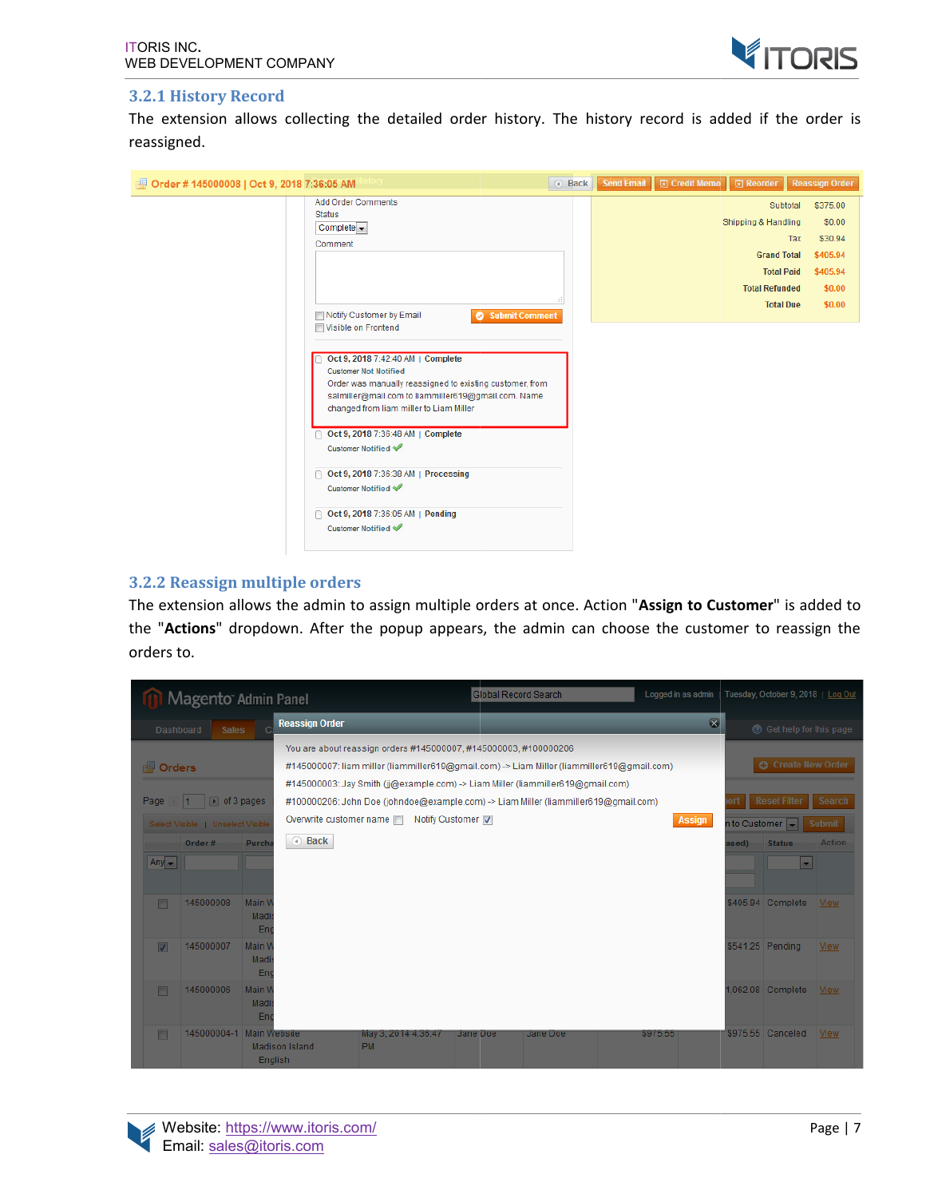### 3.2.1 History Record

The extension allows collecting the detailed order history. The history record is added if the order is reassigned.

### 3.2.2 Reassign multiple orders

The extension allows the admin to assign multiple orders at once. Action "**Assign to Customer**" is added to the "**Actions**" dropdown. After the popup appears, the admin can choose the customer to reassign the orders to.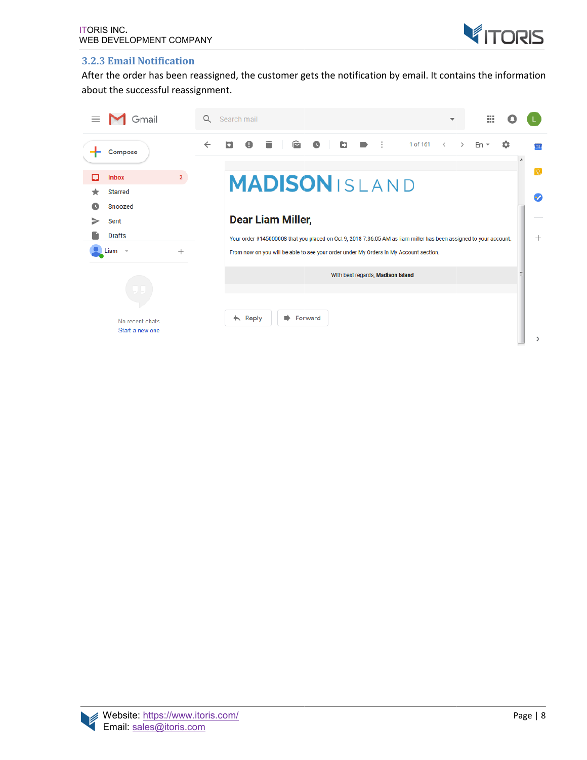### 3.2.3 Email Notification

After the order has been reassigned, the customer gets the notification by email. It contains the information about the successful reassignment.